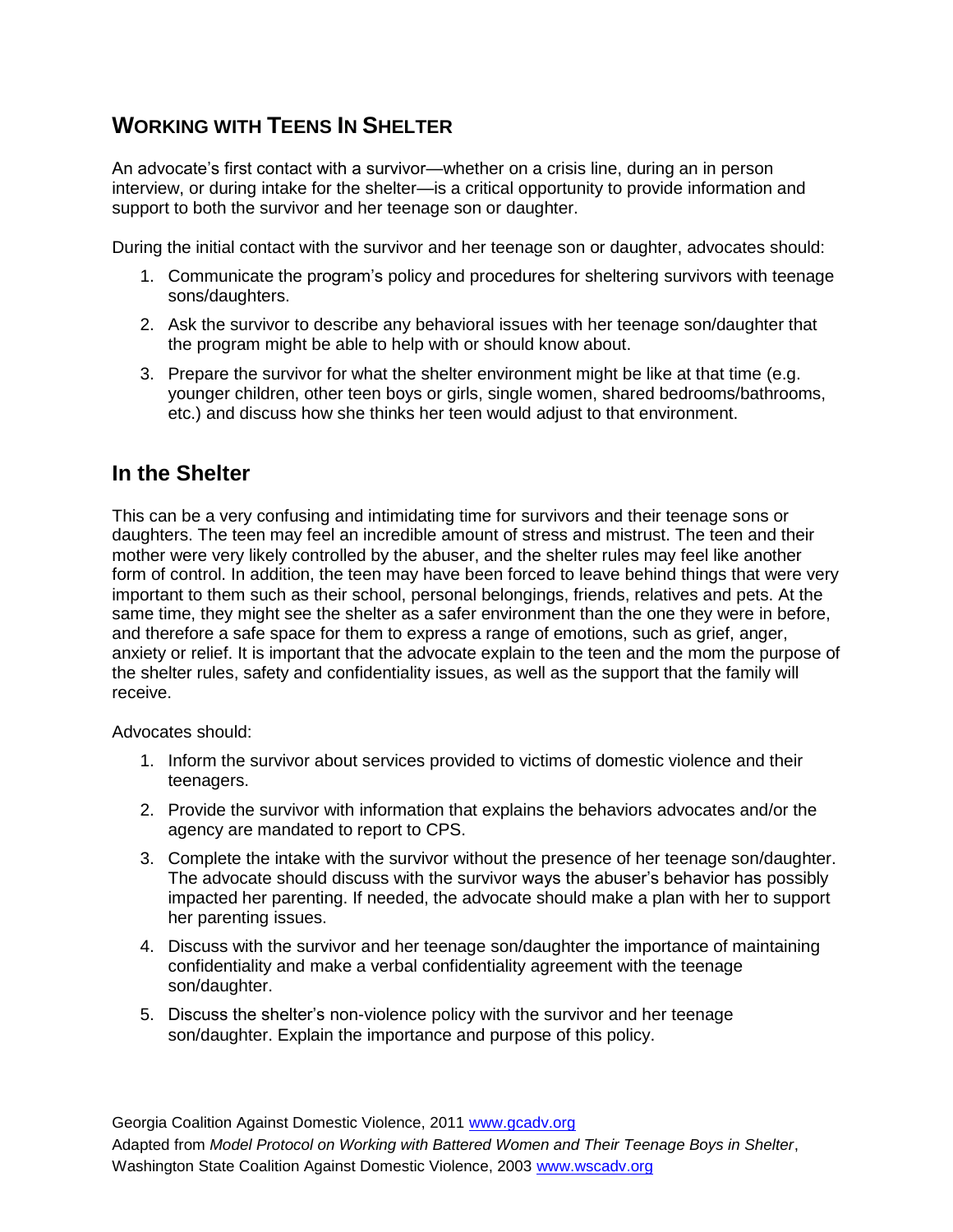## Working with Teens In Shelter

An advocate's first contact with a survivor—whether on a crisis line, during an in person interview, or during intake for the shelter—is a critical opportunity to provide information and support to both the survivor and her teenage son or daughter.

During the initial contact with the survivor and her teenage son or daughter, advocates should:

1. Communicate the program's policy and procedures for sheltering survivors with teenage sons/daughters.
2. Ask the survivor to describe any behavioral issues with her teenage son/daughter that the program might be able to help with or should know about.
3. Prepare the survivor for what the shelter environment might be like at that time (e.g. younger children, other teen boys or girls, single women, shared bedrooms/bathrooms, etc.) and discuss how she thinks her teen would adjust to that environment.

## In the Shelter

This can be a very confusing and intimidating time for survivors and their teenage sons or daughters. The teen may feel an incredible amount of stress and mistrust. The teen and their mother were very likely controlled by the abuser, and the shelter rules may feel like another form of control. In addition, the teen may have been forced to leave behind things that were very important to them such as their school, personal belongings, friends, relatives and pets. At the same time, they might see the shelter as a safer environment than the one they were in before, and therefore a safe space for them to express a range of emotions, such as grief, anger, anxiety or relief. It is important that the advocate explain to the teen and the mom the purpose of the shelter rules, safety and confidentiality issues, as well as the support that the family will receive.

Advocates should:

1. Inform the survivor about services provided to victims of domestic violence and their teenagers.
2. Provide the survivor with information that explains the behaviors advocates and/or the agency are mandated to report to CPS.
3. Complete the intake with the survivor without the presence of her teenage son/daughter. The advocate should discuss with the survivor ways the abuser's behavior has possibly impacted her parenting. If needed, the advocate should make a plan with her to support her parenting issues.
4. Discuss with the survivor and her teenage son/daughter the importance of maintaining confidentiality and make a verbal confidentiality agreement with the teenage son/daughter.
5. Discuss the shelter's non-violence policy with the survivor and her teenage son/daughter. Explain the importance and purpose of this policy.

Georgia Coalition Against Domestic Violence, 2011 www.gcadv.org
Adapted from *Model Protocol on Working with Battered Women and Their Teenage Boys in Shelter*, Washington State Coalition Against Domestic Violence, 2003 www.wscadv.org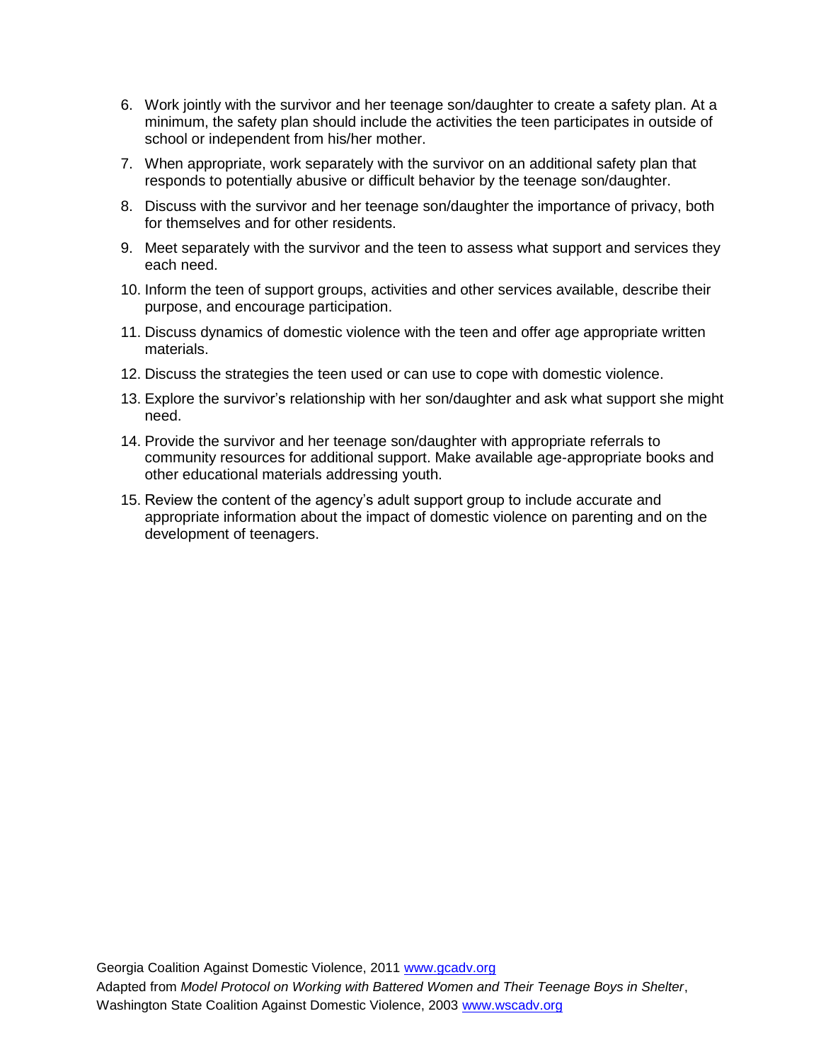6. Work jointly with the survivor and her teenage son/daughter to create a safety plan. At a minimum, the safety plan should include the activities the teen participates in outside of school or independent from his/her mother.
7. When appropriate, work separately with the survivor on an additional safety plan that responds to potentially abusive or difficult behavior by the teenage son/daughter.
8. Discuss with the survivor and her teenage son/daughter the importance of privacy, both for themselves and for other residents.
9. Meet separately with the survivor and the teen to assess what support and services they each need.
10. Inform the teen of support groups, activities and other services available, describe their purpose, and encourage participation.
11. Discuss dynamics of domestic violence with the teen and offer age appropriate written materials.
12. Discuss the strategies the teen used or can use to cope with domestic violence.
13. Explore the survivor's relationship with her son/daughter and ask what support she might need.
14. Provide the survivor and her teenage son/daughter with appropriate referrals to community resources for additional support. Make available age-appropriate books and other educational materials addressing youth.
15. Review the content of the agency's adult support group to include accurate and appropriate information about the impact of domestic violence on parenting and on the development of teenagers.

Georgia Coalition Against Domestic Violence, 2011 www.gcadv.org
Adapted from *Model Protocol on Working with Battered Women and Their Teenage Boys in Shelter*, Washington State Coalition Against Domestic Violence, 2003 www.wscadv.org